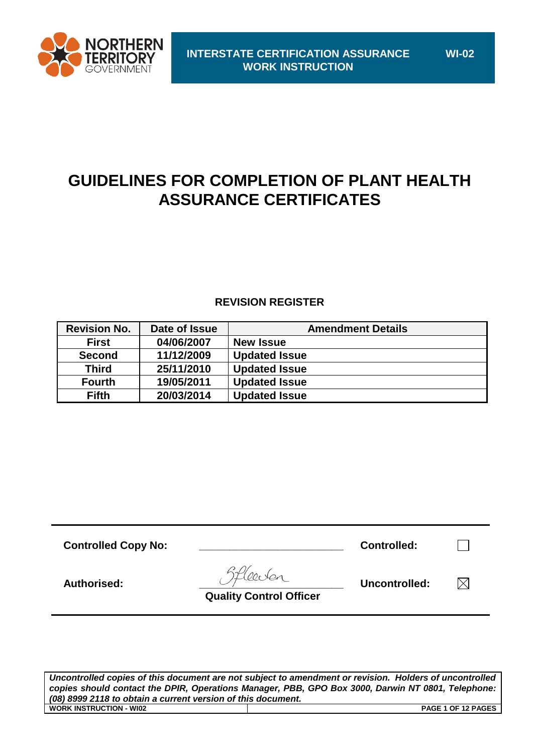**INTERSTATE CERTIFICATION ASSURANCE WORK INSTRUCTION** **WI-02**

# GUIDELINES FOR COMPLETION OF PLANT HEALTH ASSURANCE CERTIFICATES

## REVISION REGISTER

| Revision No. | Date of Issue | Amendment Details |
|---|---|---|
| First | 04/06/2007 | New Issue |
| Second | 11/12/2009 | Updated Issue |
| Third | 25/11/2010 | Updated Issue |
| Fourth | 19/05/2011 | Updated Issue |
| Fifth | 20/03/2014 | Updated Issue |

**Controlled Copy No:** ______________________ **Controlled:** ☐

**Authorised:** ______________________ **Uncontrolled:** ☒

**Quality Control Officer**

***Uncontrolled copies of this document are not subject to amendment or revision. Holders of uncontrolled copies should contact the DPIR, Operations Manager, PBB, GPO Box 3000, Darwin NT 0801, Telephone: (08) 8999 2118 to obtain a current version of this document.***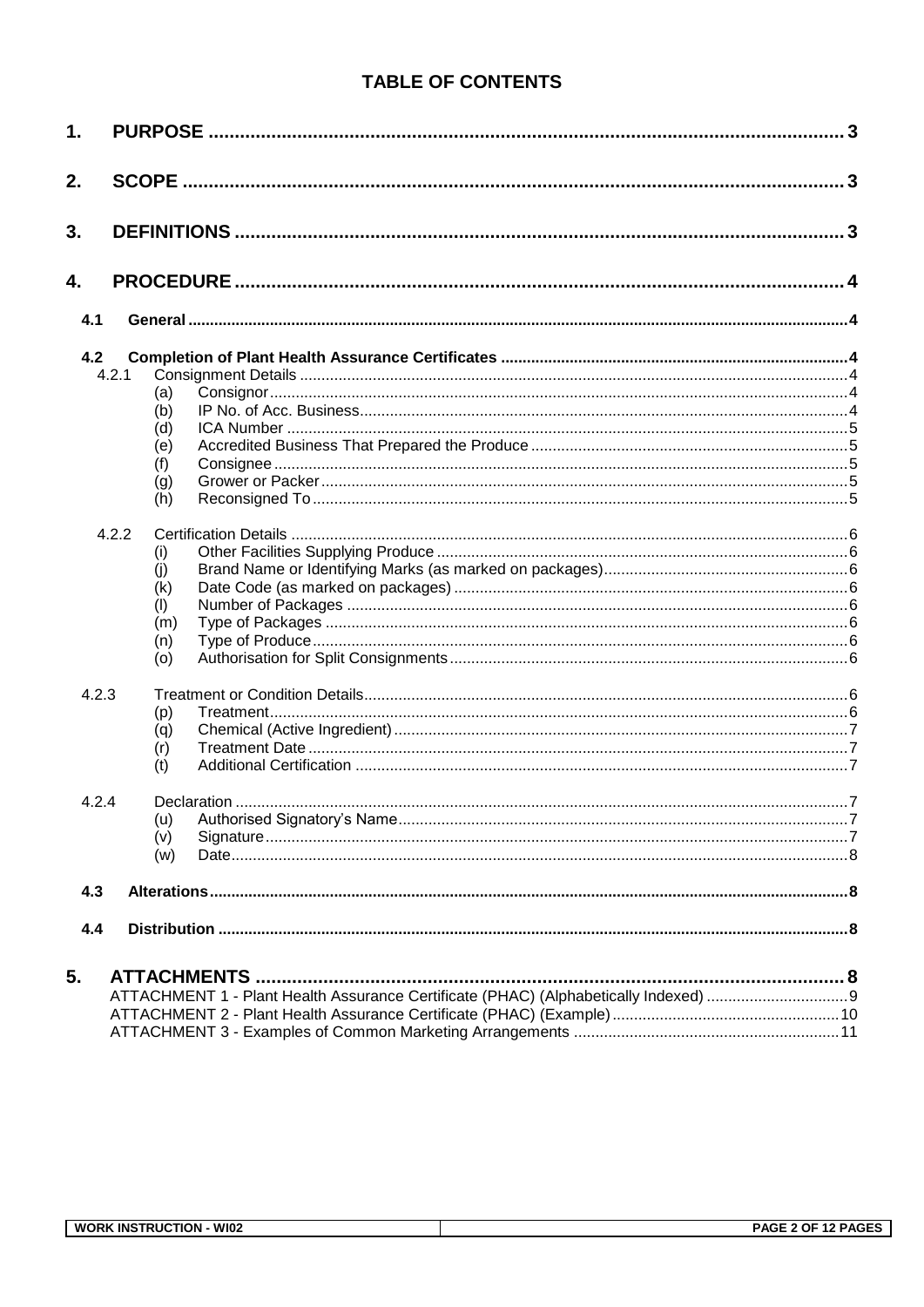# TABLE OF CONTENTS

1. **PURPOSE** ..... 3
2. **SCOPE** ..... 3
3. **DEFINITIONS** ..... 3
4. **PROCEDURE** ..... 4
   - **4.1 General** ..... 4
   - **4.2 Completion of Plant Health Assurance Certificates** ..... 4
     - 4.2.1 Consignment Details ..... 4
       - (a) Consignor ..... 4
       - (b) IP No. of Acc. Business ..... 4
       - (d) ICA Number ..... 5
       - (e) Accredited Business That Prepared the Produce ..... 5
       - (f) Consignee ..... 5
       - (g) Grower or Packer ..... 5
       - (h) Reconsigned To ..... 5
     - 4.2.2 Certification Details ..... 6
       - (i) Other Facilities Supplying Produce ..... 6
       - (j) Brand Name or Identifying Marks (as marked on packages) ..... 6
       - (k) Date Code (as marked on packages) ..... 6
       - (l) Number of Packages ..... 6
       - (m) Type of Packages ..... 6
       - (n) Type of Produce ..... 6
       - (o) Authorisation for Split Consignments ..... 6
     - 4.2.3 Treatment or Condition Details ..... 6
       - (p) Treatment ..... 6
       - (q) Chemical (Active Ingredient) ..... 7
       - (r) Treatment Date ..... 7
       - (t) Additional Certification ..... 7
     - 4.2.4 Declaration ..... 7
       - (u) Authorised Signatory's Name ..... 7
       - (v) Signature ..... 7
       - (w) Date ..... 8
   - **4.3 Alterations** ..... 8
   - **4.4 Distribution** ..... 8
5. **ATTACHMENTS** ..... 8
   - ATTACHMENT 1 - Plant Health Assurance Certificate (PHAC) (Alphabetically Indexed) ..... 9
   - ATTACHMENT 2 - Plant Health Assurance Certificate (PHAC) (Example) ..... 10
   - ATTACHMENT 3 - Examples of Common Marketing Arrangements ..... 11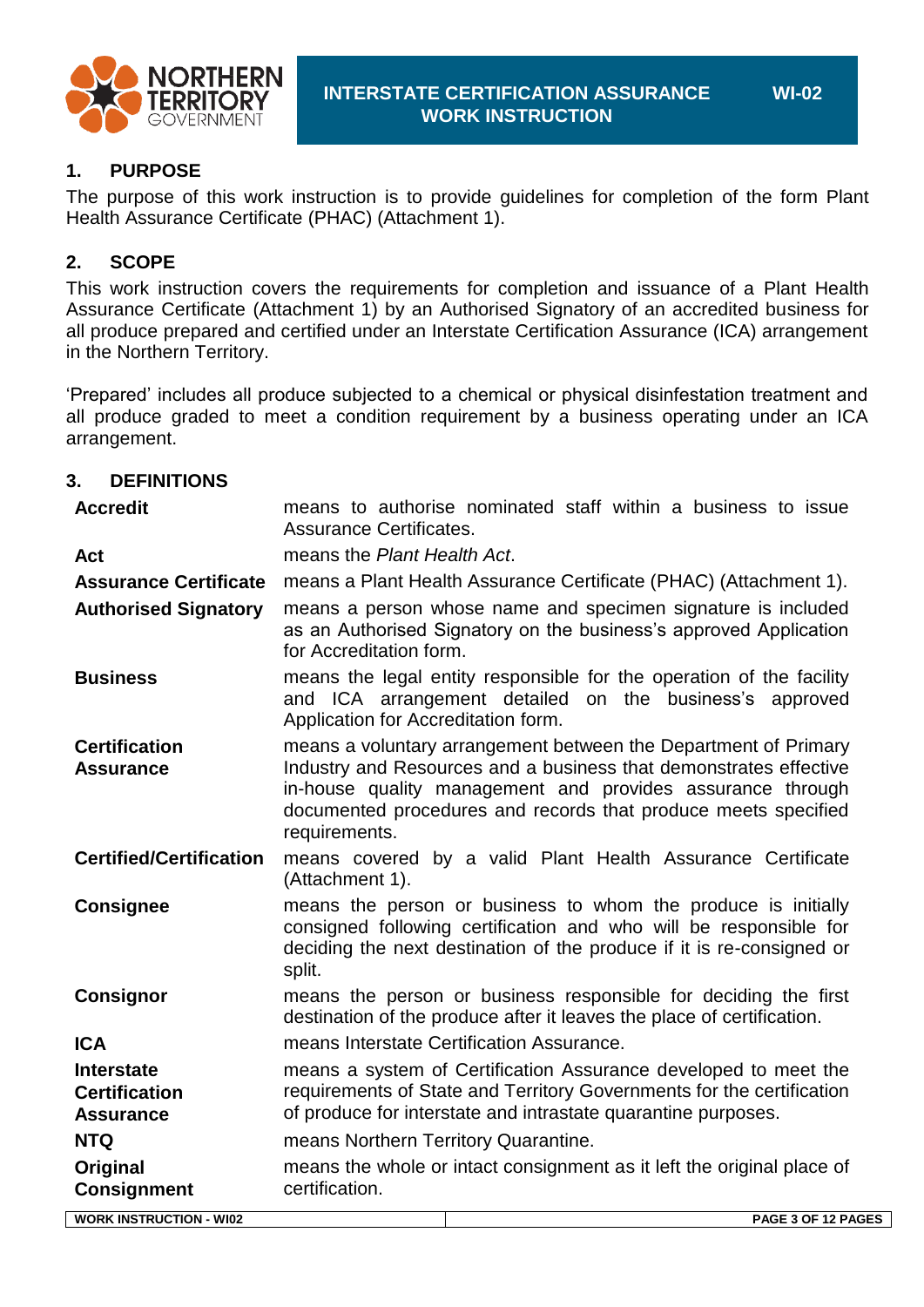## 1. PURPOSE

The purpose of this work instruction is to provide guidelines for completion of the form Plant Health Assurance Certificate (PHAC) (Attachment 1).

## 2. SCOPE

This work instruction covers the requirements for completion and issuance of a Plant Health Assurance Certificate (Attachment 1) by an Authorised Signatory of an accredited business for all produce prepared and certified under an Interstate Certification Assurance (ICA) arrangement in the Northern Territory.

'Prepared' includes all produce subjected to a chemical or physical disinfestation treatment and all produce graded to meet a condition requirement by a business operating under an ICA arrangement.

## 3. DEFINITIONS

| | |
|---|---|
| **Accredit** | means to authorise nominated staff within a business to issue Assurance Certificates. |
| **Act** | means the *Plant Health Act*. |
| **Assurance Certificate** | means a Plant Health Assurance Certificate (PHAC) (Attachment 1). |
| **Authorised Signatory** | means a person whose name and specimen signature is included as an Authorised Signatory on the business's approved Application for Accreditation form. |
| **Business** | means the legal entity responsible for the operation of the facility and ICA arrangement detailed on the business's approved Application for Accreditation form. |
| **Certification Assurance** | means a voluntary arrangement between the Department of Primary Industry and Resources and a business that demonstrates effective in-house quality management and provides assurance through documented procedures and records that produce meets specified requirements. |
| **Certified/Certification** | means covered by a valid Plant Health Assurance Certificate (Attachment 1). |
| **Consignee** | means the person or business to whom the produce is initially consigned following certification and who will be responsible for deciding the next destination of the produce if it is re-consigned or split. |
| **Consignor** | means the person or business responsible for deciding the first destination of the produce after it leaves the place of certification. |
| **ICA** | means Interstate Certification Assurance. |
| **Interstate Certification Assurance** | means a system of Certification Assurance developed to meet the requirements of State and Territory Governments for the certification of produce for interstate and intrastate quarantine purposes. |
| **NTQ** | means Northern Territory Quarantine. |
| **Original Consignment** | means the whole or intact consignment as it left the original place of certification. |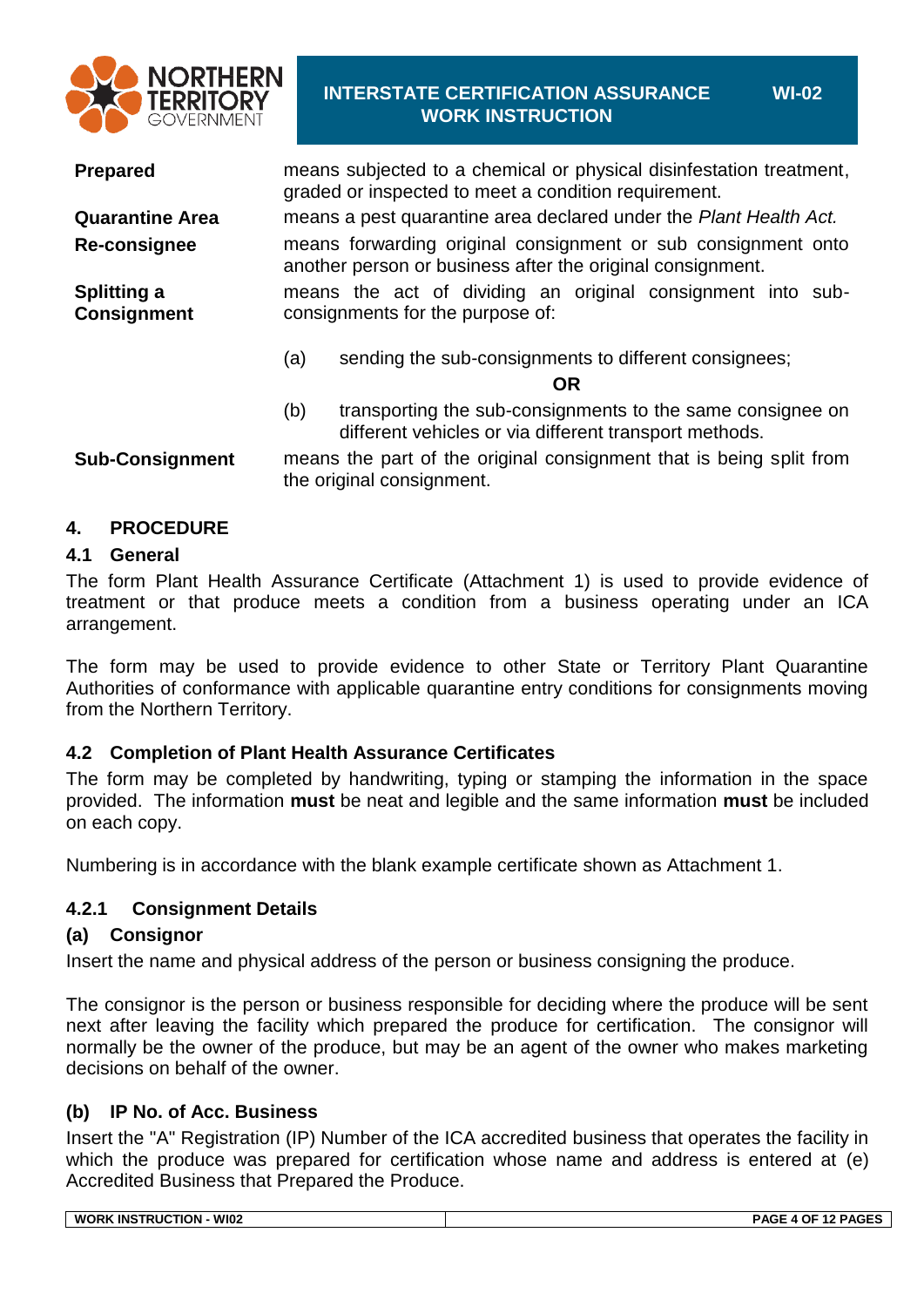| | |
|---|---|
| **Prepared** | means subjected to a chemical or physical disinfestation treatment, graded or inspected to meet a condition requirement. |
| **Quarantine Area** | means a pest quarantine area declared under the *Plant Health Act.* |
| **Re-consignee** | means forwarding original consignment or sub consignment onto another person or business after the original consignment. |
| **Splitting a Consignment** | means the act of dividing an original consignment into sub-consignments for the purpose of: (a) sending the sub-consignments to different consignees; **OR** (b) transporting the sub-consignments to the same consignee on different vehicles or via different transport methods. |
| **Sub-Consignment** | means the part of the original consignment that is being split from the original consignment. |

## 4. PROCEDURE

### 4.1 General

The form Plant Health Assurance Certificate (Attachment 1) is used to provide evidence of treatment or that produce meets a condition from a business operating under an ICA arrangement.

The form may be used to provide evidence to other State or Territory Plant Quarantine Authorities of conformance with applicable quarantine entry conditions for consignments moving from the Northern Territory.

### 4.2 Completion of Plant Health Assurance Certificates

The form may be completed by handwriting, typing or stamping the information in the space provided. The information **must** be neat and legible and the same information **must** be included on each copy.

Numbering is in accordance with the blank example certificate shown as Attachment 1.

#### 4.2.1 Consignment Details

**(a) Consignor**

Insert the name and physical address of the person or business consigning the produce.

The consignor is the person or business responsible for deciding where the produce will be sent next after leaving the facility which prepared the produce for certification. The consignor will normally be the owner of the produce, but may be an agent of the owner who makes marketing decisions on behalf of the owner.

**(b) IP No. of Acc. Business**

Insert the "A" Registration (IP) Number of the ICA accredited business that operates the facility in which the produce was prepared for certification whose name and address is entered at (e) Accredited Business that Prepared the Produce.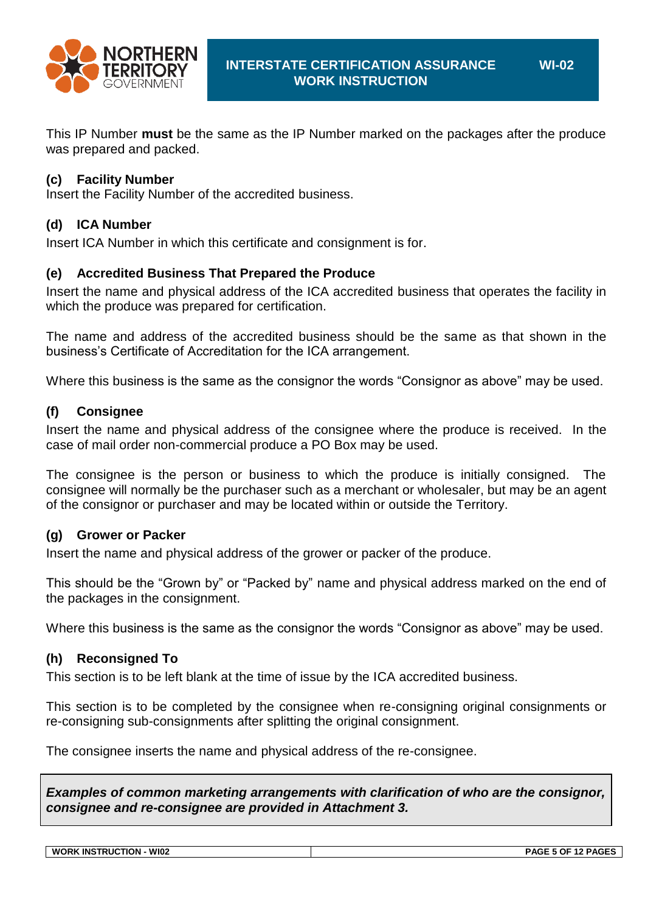This IP Number **must** be the same as the IP Number marked on the packages after the produce was prepared and packed.

### (c) Facility Number

Insert the Facility Number of the accredited business.

### (d) ICA Number

Insert ICA Number in which this certificate and consignment is for.

### (e) Accredited Business That Prepared the Produce

Insert the name and physical address of the ICA accredited business that operates the facility in which the produce was prepared for certification.

The name and address of the accredited business should be the same as that shown in the business's Certificate of Accreditation for the ICA arrangement.

Where this business is the same as the consignor the words "Consignor as above" may be used.

### (f) Consignee

Insert the name and physical address of the consignee where the produce is received. In the case of mail order non-commercial produce a PO Box may be used.

The consignee is the person or business to which the produce is initially consigned. The consignee will normally be the purchaser such as a merchant or wholesaler, but may be an agent of the consignor or purchaser and may be located within or outside the Territory.

### (g) Grower or Packer

Insert the name and physical address of the grower or packer of the produce.

This should be the "Grown by" or "Packed by" name and physical address marked on the end of the packages in the consignment.

Where this business is the same as the consignor the words "Consignor as above" may be used.

### (h) Reconsigned To

This section is to be left blank at the time of issue by the ICA accredited business.

This section is to be completed by the consignee when re-consigning original consignments or re-consigning sub-consignments after splitting the original consignment.

The consignee inserts the name and physical address of the re-consignee.

***Examples of common marketing arrangements with clarification of who are the consignor, consignee and re-consignee are provided in Attachment 3.***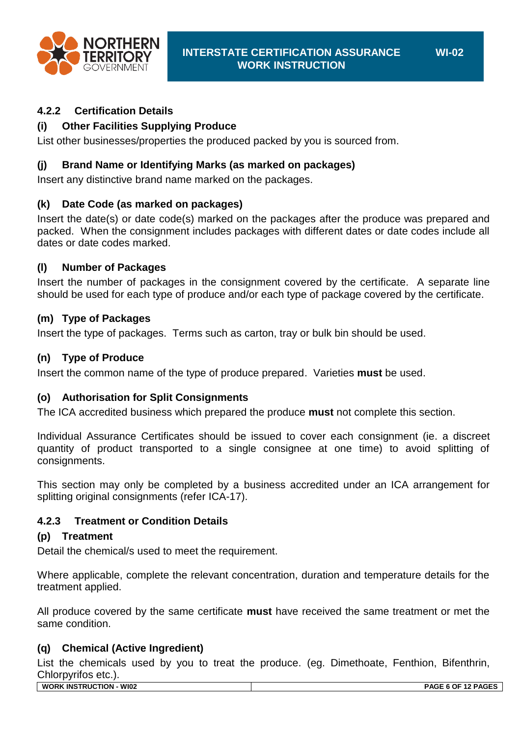### 4.2.2 Certification Details

#### (i) Other Facilities Supplying Produce

List other businesses/properties the produced packed by you is sourced from.

#### (j) Brand Name or Identifying Marks (as marked on packages)

Insert any distinctive brand name marked on the packages.

#### (k) Date Code (as marked on packages)

Insert the date(s) or date code(s) marked on the packages after the produce was prepared and packed. When the consignment includes packages with different dates or date codes include all dates or date codes marked.

#### (l) Number of Packages

Insert the number of packages in the consignment covered by the certificate. A separate line should be used for each type of produce and/or each type of package covered by the certificate.

#### (m) Type of Packages

Insert the type of packages. Terms such as carton, tray or bulk bin should be used.

#### (n) Type of Produce

Insert the common name of the type of produce prepared. Varieties **must** be used.

#### (o) Authorisation for Split Consignments

The ICA accredited business which prepared the produce **must** not complete this section.

Individual Assurance Certificates should be issued to cover each consignment (ie. a discreet quantity of product transported to a single consignee at one time) to avoid splitting of consignments.

This section may only be completed by a business accredited under an ICA arrangement for splitting original consignments (refer ICA-17).

### 4.2.3 Treatment or Condition Details

#### (p) Treatment

Detail the chemical/s used to meet the requirement.

Where applicable, complete the relevant concentration, duration and temperature details for the treatment applied.

All produce covered by the same certificate **must** have received the same treatment or met the same condition.

#### (q) Chemical (Active Ingredient)

List the chemicals used by you to treat the produce. (eg. Dimethoate, Fenthion, Bifenthrin, Chlorpyrifos etc.).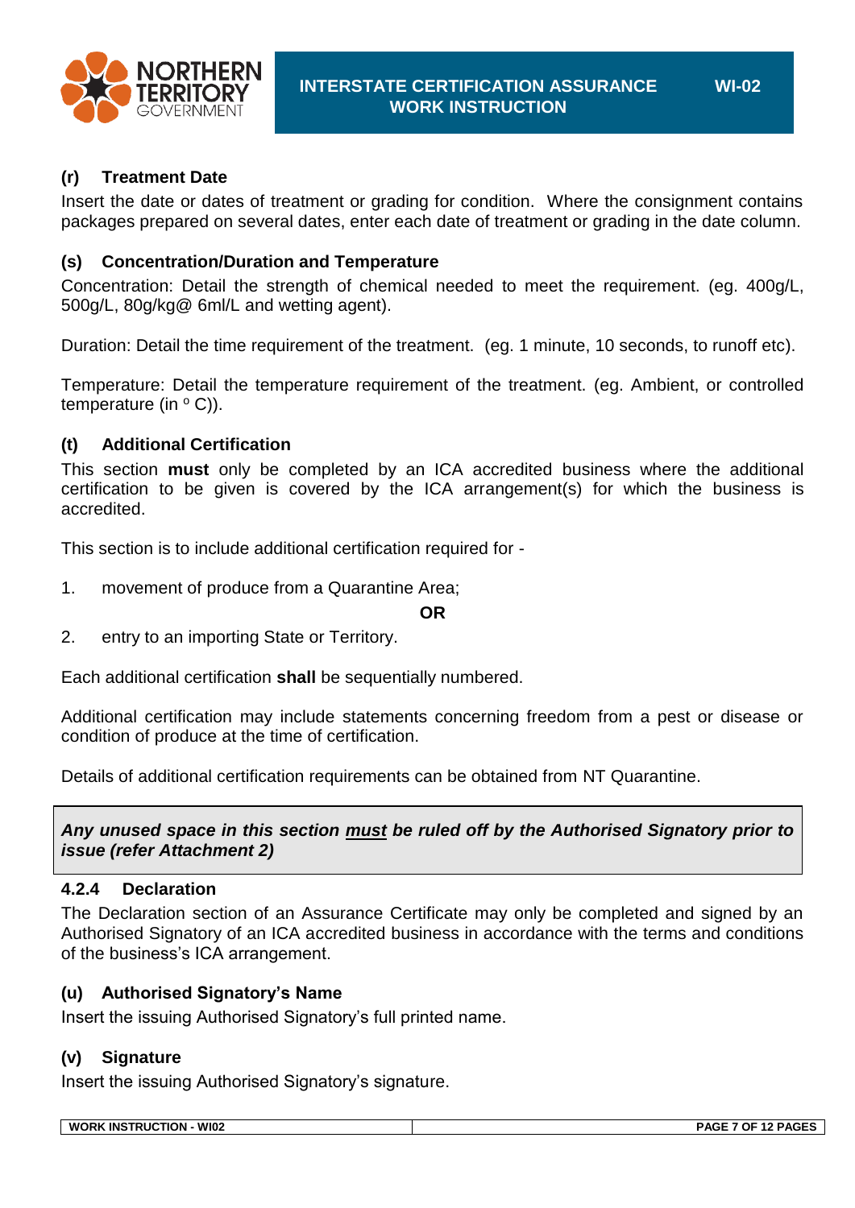### (r) Treatment Date

Insert the date or dates of treatment or grading for condition. Where the consignment contains packages prepared on several dates, enter each date of treatment or grading in the date column.

### (s) Concentration/Duration and Temperature

Concentration: Detail the strength of chemical needed to meet the requirement. (eg. 400g/L, 500g/L, 80g/kg@ 6ml/L and wetting agent).

Duration: Detail the time requirement of the treatment. (eg. 1 minute, 10 seconds, to runoff etc).

Temperature: Detail the temperature requirement of the treatment. (eg. Ambient, or controlled temperature (in $^{o}$ C)).

### (t) Additional Certification

This section **must** only be completed by an ICA accredited business where the additional certification to be given is covered by the ICA arrangement(s) for which the business is accredited.

This section is to include additional certification required for -

1. movement of produce from a Quarantine Area;

**OR**

2. entry to an importing State or Territory.

Each additional certification **shall** be sequentially numbered.

Additional certification may include statements concerning freedom from a pest or disease or condition of produce at the time of certification.

Details of additional certification requirements can be obtained from NT Quarantine.

> ***Any unused space in this section must be ruled off by the Authorised Signatory prior to issue (refer Attachment 2)***

## 4.2.4 Declaration

The Declaration section of an Assurance Certificate may only be completed and signed by an Authorised Signatory of an ICA accredited business in accordance with the terms and conditions of the business's ICA arrangement.

### (u) Authorised Signatory's Name

Insert the issuing Authorised Signatory's full printed name.

### (v) Signature

Insert the issuing Authorised Signatory's signature.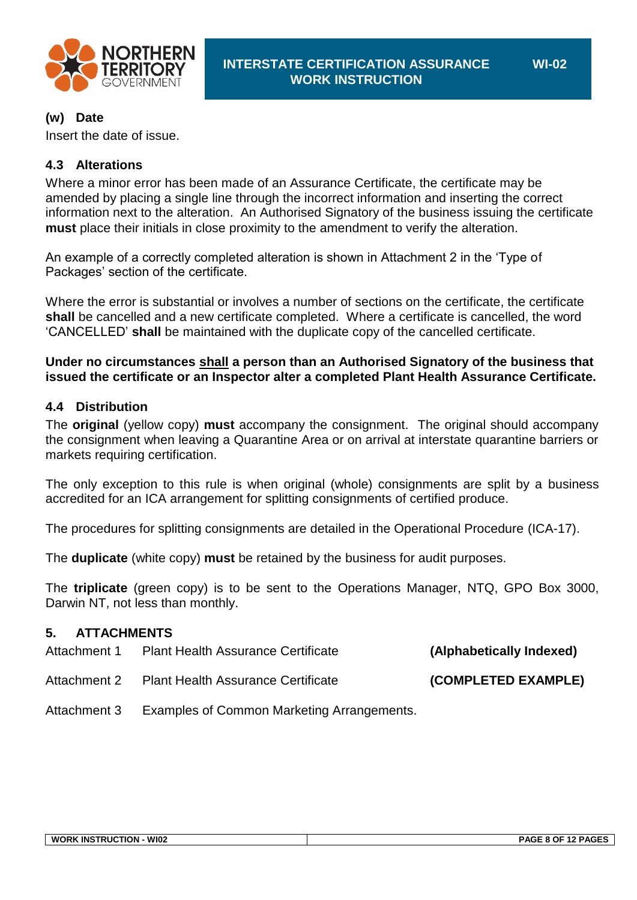**(w) Date**

Insert the date of issue.

### 4.3 Alterations

Where a minor error has been made of an Assurance Certificate, the certificate may be amended by placing a single line through the incorrect information and inserting the correct information next to the alteration. An Authorised Signatory of the business issuing the certificate **must** place their initials in close proximity to the amendment to verify the alteration.

An example of a correctly completed alteration is shown in Attachment 2 in the 'Type of Packages' section of the certificate.

Where the error is substantial or involves a number of sections on the certificate, the certificate **shall** be cancelled and a new certificate completed. Where a certificate is cancelled, the word 'CANCELLED' **shall** be maintained with the duplicate copy of the cancelled certificate.

**Under no circumstances <u>shall</u> a person than an Authorised Signatory of the business that issued the certificate or an Inspector alter a completed Plant Health Assurance Certificate.**

### 4.4 Distribution

The **original** (yellow copy) **must** accompany the consignment. The original should accompany the consignment when leaving a Quarantine Area or on arrival at interstate quarantine barriers or markets requiring certification.

The only exception to this rule is when original (whole) consignments are split by a business accredited for an ICA arrangement for splitting consignments of certified produce.

The procedures for splitting consignments are detailed in the Operational Procedure (ICA-17).

The **duplicate** (white copy) **must** be retained by the business for audit purposes.

The **triplicate** (green copy) is to be sent to the Operations Manager, NTQ, GPO Box 3000, Darwin NT, not less than monthly.

## 5. ATTACHMENTS

| | | |
|---|---|---|
| Attachment 1 | Plant Health Assurance Certificate | **(Alphabetically Indexed)** |
| Attachment 2 | Plant Health Assurance Certificate | **(COMPLETED EXAMPLE)** |
| Attachment 3 | Examples of Common Marketing Arrangements. | |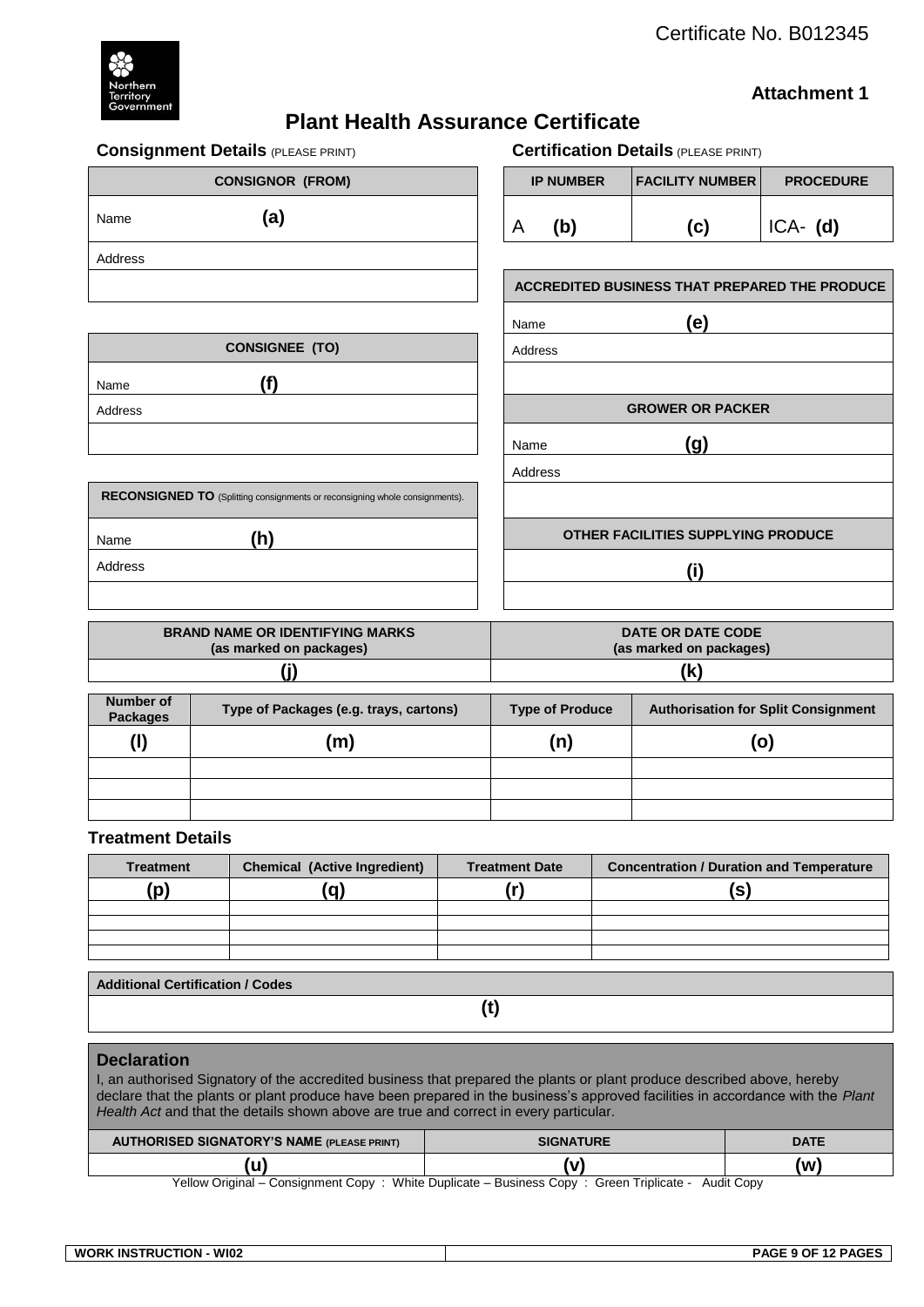Certificate No. B012345

Northern Territory Government

**Attachment 1**

# Plant Health Assurance Certificate

## Consignment Details (PLEASE PRINT)

| CONSIGNOR (FROM) |
|---|
| Name **(a)** |
| Address |
| |

| CONSIGNEE (TO) |
|---|
| Name **(f)** |
| Address |
| |

| RECONSIGNED TO (Splitting consignments or reconsigning whole consignments). |
|---|
| Name **(h)** |
| Address |
| |

## Certification Details (PLEASE PRINT)

| IP NUMBER | FACILITY NUMBER | PROCEDURE |
|---|---|---|
| A **(b)** | **(c)** | ICA- **(d)** |

| ACCREDITED BUSINESS THAT PREPARED THE PRODUCE |
|---|
| Name **(e)** |
| Address |
| |

| GROWER OR PACKER |
|---|
| Name **(g)** |
| Address |
| |

| OTHER FACILITIES SUPPLYING PRODUCE |
|---|
| **(i)** |
| |

| BRAND NAME OR IDENTIFYING MARKS (as marked on packages) | DATE OR DATE CODE (as marked on packages) |
|---|---|
| **(j)** | **(k)** |

| Number of Packages | Type of Packages (e.g. trays, cartons) | Type of Produce | Authorisation for Split Consignment |
|---|---|---|---|
| **(l)** | **(m)** | **(n)** | **(o)** |
| | | | |
| | | | |
| | | | |

## Treatment Details

| Treatment | Chemical (Active Ingredient) | Treatment Date | Concentration / Duration and Temperature |
|---|---|---|---|
| **(p)** | **(q)** | **(r)** | **(s)** |
| | | | |
| | | | |
| | | | |
| | | | |

| Additional Certification / Codes |
|---|
| **(t)** |

## Declaration

I, an authorised Signatory of the accredited business that prepared the plants or plant produce described above, hereby declare that the plants or plant produce have been prepared in the business's approved facilities in accordance with the *Plant Health Act* and that the details shown above are true and correct in every particular.

| AUTHORISED SIGNATORY'S NAME (PLEASE PRINT) | SIGNATURE | DATE |
|---|---|---|
| **(u)** | **(v)** | **(w)** |

Yellow Original – Consignment Copy : White Duplicate – Business Copy : Green Triplicate - Audit Copy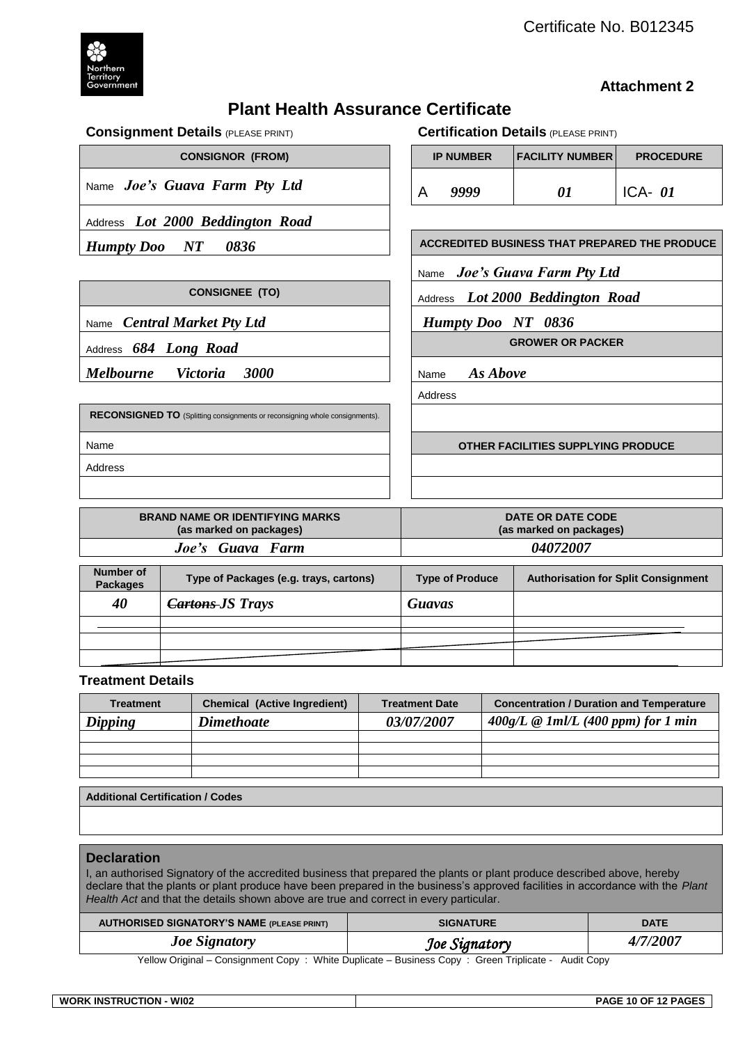Certificate No. B012345

Northern Territory Government

**Attachment 2**

# Plant Health Assurance Certificate

## Consignment Details (PLEASE PRINT)

| CONSIGNOR (FROM) |
|---|
| Name *Joe's Guava Farm Pty Ltd* |
| Address *Lot 2000 Beddington Road* |
| *Humpty Doo NT 0836* |

| CONSIGNEE (TO) |
|---|
| Name *Central Market Pty Ltd* |
| Address *684 Long Road* |
| *Melbourne Victoria 3000* |

| RECONSIGNED TO (Splitting consignments or reconsigning whole consignments). |
|---|
| Name |
| Address |
| |

## Certification Details (PLEASE PRINT)

| IP NUMBER | FACILITY NUMBER | PROCEDURE |
|---|---|---|
| A *9999* | *01* | ICA- *01* |

| ACCREDITED BUSINESS THAT PREPARED THE PRODUCE |
|---|
| Name *Joe's Guava Farm Pty Ltd* |
| Address *Lot 2000 Beddington Road* |
| *Humpty Doo NT 0836* |

| GROWER OR PACKER |
|---|
| Name *As Above* |
| Address |
| |

| OTHER FACILITIES SUPPLYING PRODUCE |
|---|
| |
| |

| BRAND NAME OR IDENTIFYING MARKS (as marked on packages) | DATE OR DATE CODE (as marked on packages) |
|---|---|
| *Joe's Guava Farm* | *04072007* |

| Number of Packages | Type of Packages (e.g. trays, cartons) | Type of Produce | Authorisation for Split Consignment |
|---|---|---|---|
| *40* | ~~*Cartons*~~ *JS Trays* | *Guavas* | |
| | | | |
| | | | |
| | | | |

## Treatment Details

| Treatment | Chemical (Active Ingredient) | Treatment Date | Concentration / Duration and Temperature |
|---|---|---|---|
| *Dipping* | *Dimethoate* | *03/07/2007* | *400g/L @ 1ml/L (400 ppm) for 1 min* |
| | | | |
| | | | |
| | | | |
| | | | |

| Additional Certification / Codes |
|---|
| |

## Declaration

I, an authorised Signatory of the accredited business that prepared the plants or plant produce described above, hereby declare that the plants or plant produce have been prepared in the business's approved facilities in accordance with the *Plant Health Act* and that the details shown above are true and correct in every particular.

| AUTHORISED SIGNATORY'S NAME (PLEASE PRINT) | SIGNATURE | DATE |
|---|---|---|
| *Joe Signatory* | *Joe Signatory* | *4/7/2007* |

Yellow Original – Consignment Copy : White Duplicate – Business Copy : Green Triplicate - Audit Copy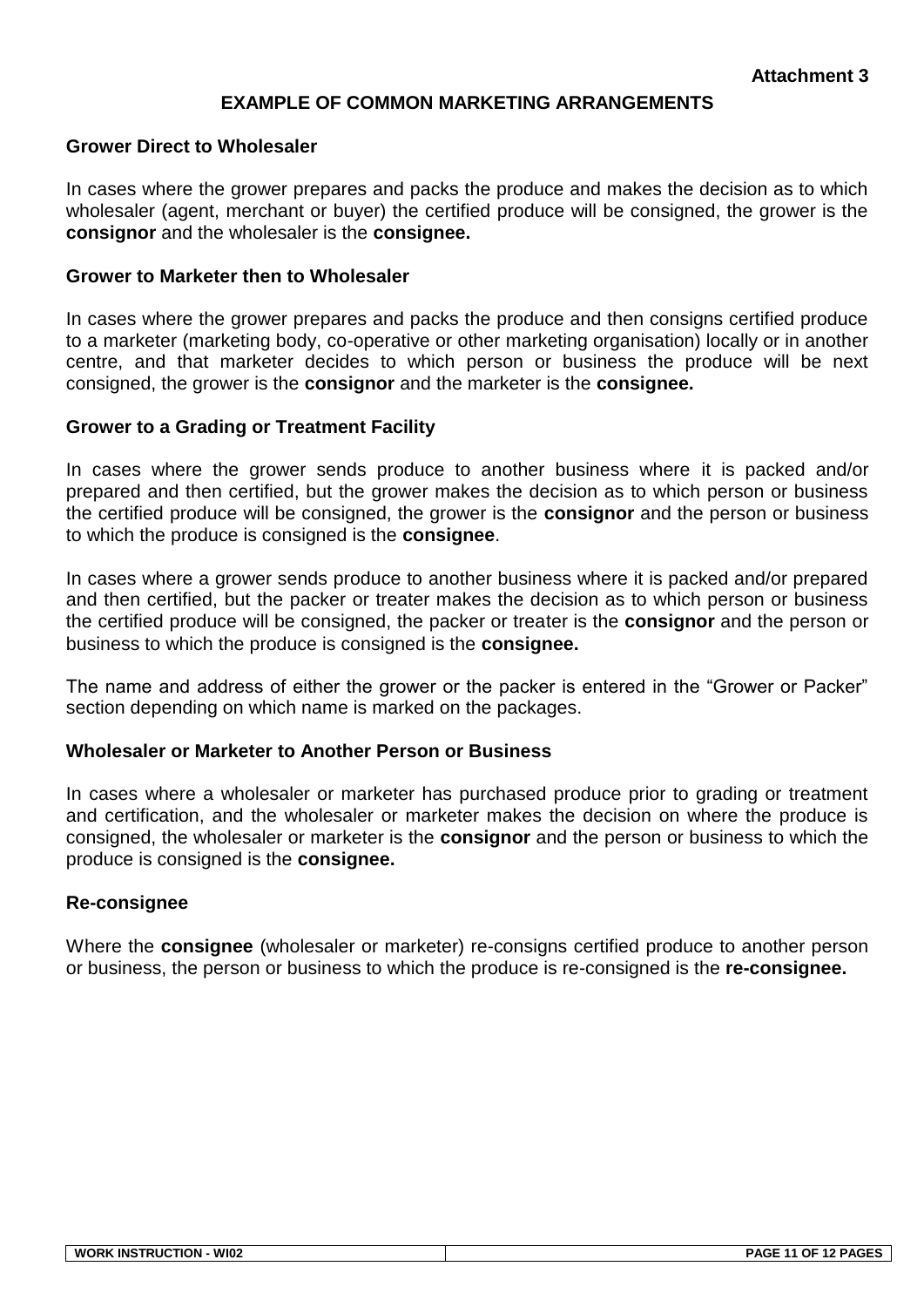**Attachment 3**

## EXAMPLE OF COMMON MARKETING ARRANGEMENTS

### Grower Direct to Wholesaler

In cases where the grower prepares and packs the produce and makes the decision as to which wholesaler (agent, merchant or buyer) the certified produce will be consigned, the grower is the **consignor** and the wholesaler is the **consignee.**

### Grower to Marketer then to Wholesaler

In cases where the grower prepares and packs the produce and then consigns certified produce to a marketer (marketing body, co-operative or other marketing organisation) locally or in another centre, and that marketer decides to which person or business the produce will be next consigned, the grower is the **consignor** and the marketer is the **consignee.**

### Grower to a Grading or Treatment Facility

In cases where the grower sends produce to another business where it is packed and/or prepared and then certified, but the grower makes the decision as to which person or business the certified produce will be consigned, the grower is the **consignor** and the person or business to which the produce is consigned is the **consignee**.

In cases where a grower sends produce to another business where it is packed and/or prepared and then certified, but the packer or treater makes the decision as to which person or business the certified produce will be consigned, the packer or treater is the **consignor** and the person or business to which the produce is consigned is the **consignee.**

The name and address of either the grower or the packer is entered in the "Grower or Packer" section depending on which name is marked on the packages.

### Wholesaler or Marketer to Another Person or Business

In cases where a wholesaler or marketer has purchased produce prior to grading or treatment and certification, and the wholesaler or marketer makes the decision on where the produce is consigned, the wholesaler or marketer is the **consignor** and the person or business to which the produce is consigned is the **consignee.**

### Re-consignee

Where the **consignee** (wholesaler or marketer) re-consigns certified produce to another person or business, the person or business to which the produce is re-consigned is the **re-consignee.**